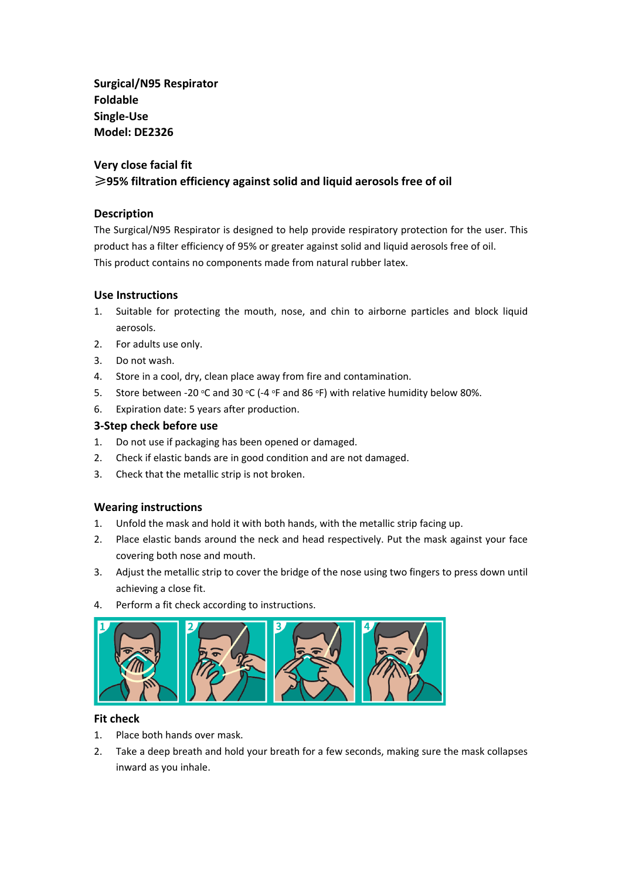**Surgical/N95 Respirator**
**Foldable**
**Single-Use**
**Model: DE2326**

**Very close facial fit**
**⩾95% filtration efficiency against solid and liquid aerosols free of oil**

## Description

The Surgical/N95 Respirator is designed to help provide respiratory protection for the user. This product has a filter efficiency of 95% or greater against solid and liquid aerosols free of oil.
This product contains no components made from natural rubber latex.

## Use Instructions

1. Suitable for protecting the mouth, nose, and chin to airborne particles and block liquid aerosols.
2. For adults use only.
3. Do not wash.
4. Store in a cool, dry, clean place away from fire and contamination.
5. Store between -20 °C and 30 °C (-4 °F and 86 °F) with relative humidity below 80%.
6. Expiration date: 5 years after production.

## 3-Step check before use

1. Do not use if packaging has been opened or damaged.
2. Check if elastic bands are in good condition and are not damaged.
3. Check that the metallic strip is not broken.

## Wearing instructions

1. Unfold the mask and hold it with both hands, with the metallic strip facing up.
2. Place elastic bands around the neck and head respectively. Put the mask against your face covering both nose and mouth.
3. Adjust the metallic strip to cover the bridge of the nose using two fingers to press down until achieving a close fit.
4. Perform a fit check according to instructions.

## Fit check

1. Place both hands over mask.
2. Take a deep breath and hold your breath for a few seconds, making sure the mask collapses inward as you inhale.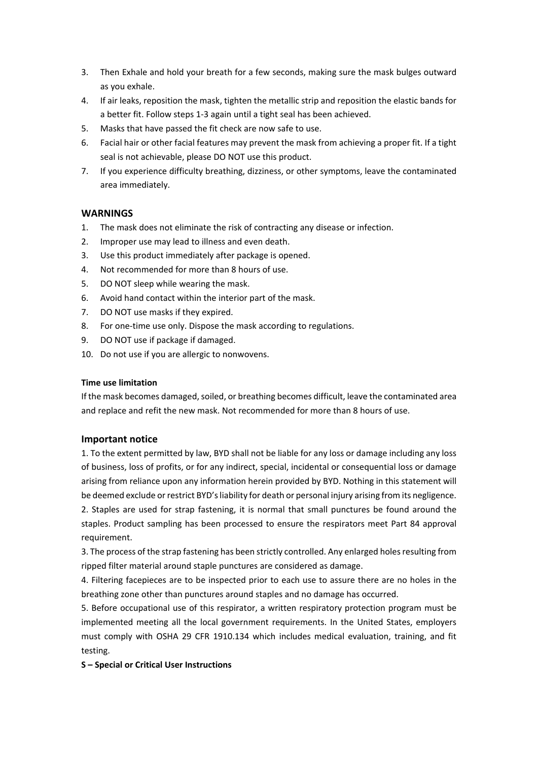3. Then Exhale and hold your breath for a few seconds, making sure the mask bulges outward as you exhale.
4. If air leaks, reposition the mask, tighten the metallic strip and reposition the elastic bands for a better fit. Follow steps 1-3 again until a tight seal has been achieved.
5. Masks that have passed the fit check are now safe to use.
6. Facial hair or other facial features may prevent the mask from achieving a proper fit. If a tight seal is not achievable, please DO NOT use this product.
7. If you experience difficulty breathing, dizziness, or other symptoms, leave the contaminated area immediately.

## WARNINGS

1. The mask does not eliminate the risk of contracting any disease or infection.
2. Improper use may lead to illness and even death.
3. Use this product immediately after package is opened.
4. Not recommended for more than 8 hours of use.
5. DO NOT sleep while wearing the mask.
6. Avoid hand contact within the interior part of the mask.
7. DO NOT use masks if they expired.
8. For one-time use only. Dispose the mask according to regulations.
9. DO NOT use if package if damaged.
10. Do not use if you are allergic to nonwovens.

**Time use limitation**

If the mask becomes damaged, soiled, or breathing becomes difficult, leave the contaminated area and replace and refit the new mask. Not recommended for more than 8 hours of use.

## Important notice

1. To the extent permitted by law, BYD shall not be liable for any loss or damage including any loss of business, loss of profits, or for any indirect, special, incidental or consequential loss or damage arising from reliance upon any information herein provided by BYD. Nothing in this statement will be deemed exclude or restrict BYD's liability for death or personal injury arising from its negligence.
2. Staples are used for strap fastening, it is normal that small punctures be found around the staples. Product sampling has been processed to ensure the respirators meet Part 84 approval requirement.
3. The process of the strap fastening has been strictly controlled. Any enlarged holes resulting from ripped filter material around staple punctures are considered as damage.
4. Filtering facepieces are to be inspected prior to each use to assure there are no holes in the breathing zone other than punctures around staples and no damage has occurred.
5. Before occupational use of this respirator, a written respiratory protection program must be implemented meeting all the local government requirements. In the United States, employers must comply with OSHA 29 CFR 1910.134 which includes medical evaluation, training, and fit testing.

**S – Special or Critical User Instructions**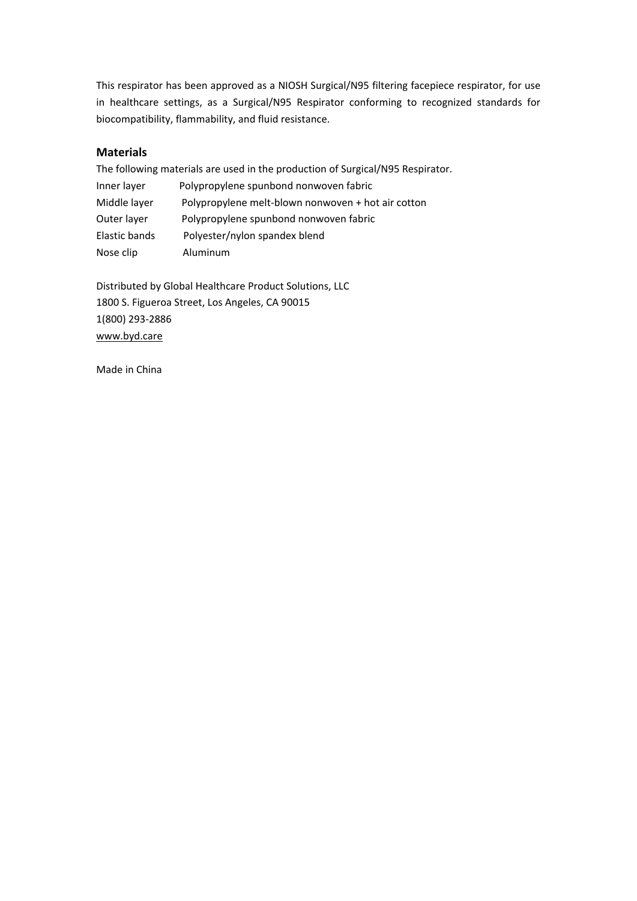This respirator has been approved as a NIOSH Surgical/N95 filtering facepiece respirator, for use in healthcare settings, as a Surgical/N95 Respirator conforming to recognized standards for biocompatibility, flammability, and fluid resistance.

## Materials

The following materials are used in the production of Surgical/N95 Respirator.

| | |
|---|---|
| Inner layer | Polypropylene spunbond nonwoven fabric |
| Middle layer | Polypropylene melt-blown nonwoven + hot air cotton |
| Outer layer | Polypropylene spunbond nonwoven fabric |
| Elastic bands | Polyester/nylon spandex blend |
| Nose clip | Aluminum |

Distributed by Global Healthcare Product Solutions, LLC
1800 S. Figueroa Street, Los Angeles, CA 90015
1(800) 293-2886
www.byd.care

Made in China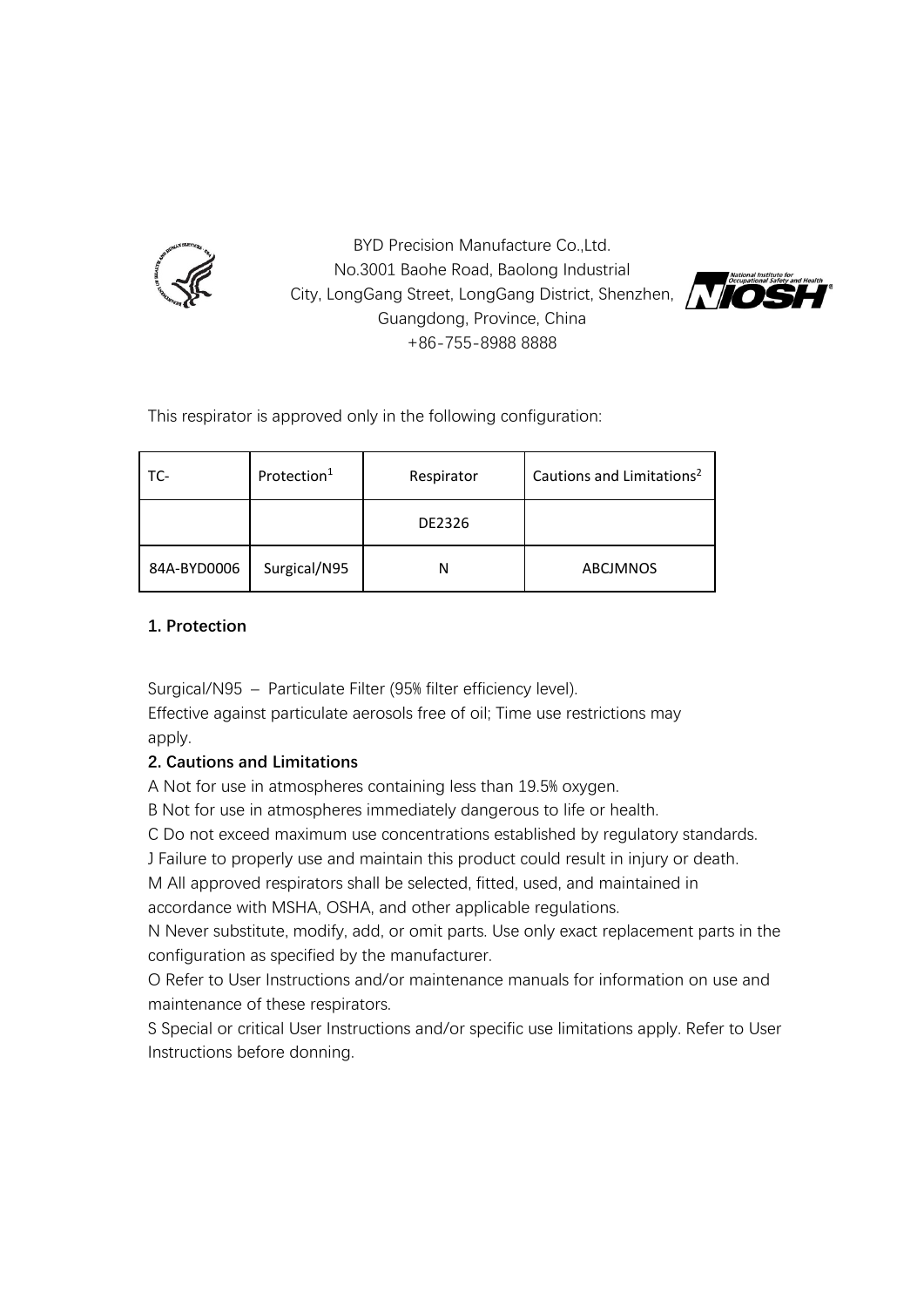BYD Precision Manufacture Co.,Ltd.
No.3001 Baohe Road, Baolong Industrial
City, LongGang Street, LongGang District, Shenzhen,
Guangdong, Province, China
+86-755-8988 8888

This respirator is approved only in the following configuration:

| TC- | Protection[1] | Respirator | Cautions and Limitations[2] |
|---|---|---|---|
| | | DE2326 | |
| 84A-BYD0006 | Surgical/N95 | N | ABCJMNOS |

**1. Protection**

Surgical/N95 – Particulate Filter (95% filter efficiency level).
Effective against particulate aerosols free of oil; Time use restrictions may apply.

**2. Cautions and Limitations**

A Not for use in atmospheres containing less than 19.5% oxygen.
B Not for use in atmospheres immediately dangerous to life or health.
C Do not exceed maximum use concentrations established by regulatory standards.
J Failure to properly use and maintain this product could result in injury or death.
M All approved respirators shall be selected, fitted, used, and maintained in accordance with MSHA, OSHA, and other applicable regulations.
N Never substitute, modify, add, or omit parts. Use only exact replacement parts in the configuration as specified by the manufacturer.
O Refer to User Instructions and/or maintenance manuals for information on use and maintenance of these respirators.
S Special or critical User Instructions and/or specific use limitations apply. Refer to User Instructions before donning.